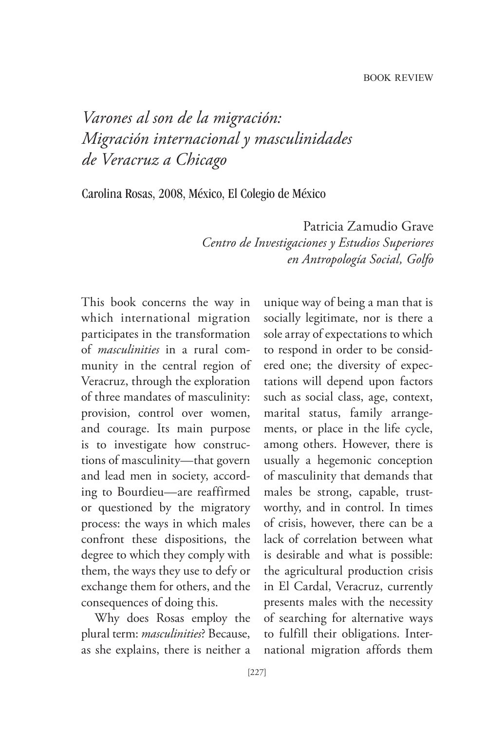BOOK REVIEW

# *Varones al son de la migración: Migración internacional y masculinidades de Veracruz a Chicago*

Carolina Rosas, 2008, México, El Colegio de México

Patricia Zamudio Grave
*Centro de Investigaciones y Estudios Superiores en Antropología Social, Golfo*

This book concerns the way in which international migration participates in the transformation of *masculinities* in a rural community in the central region of Veracruz, through the exploration of three mandates of masculinity: provision, control over women, and courage. Its main purpose is to investigate how constructions of masculinity—that govern and lead men in society, according to Bourdieu—are reaffirmed or questioned by the migratory process: the ways in which males confront these dispositions, the degree to which they comply with them, the ways they use to defy or exchange them for others, and the consequences of doing this.

Why does Rosas employ the plural term: *masculinities*? Because, as she explains, there is neither a unique way of being a man that is socially legitimate, nor is there a sole array of expectations to which to respond in order to be considered one; the diversity of expectations will depend upon factors such as social class, age, context, marital status, family arrangements, or place in the life cycle, among others. However, there is usually a hegemonic conception of masculinity that demands that males be strong, capable, trustworthy, and in control. In times of crisis, however, there can be a lack of correlation between what is desirable and what is possible: the agricultural production crisis in El Cardal, Veracruz, currently presents males with the necessity of searching for alternative ways to fulfill their obligations. International migration affords them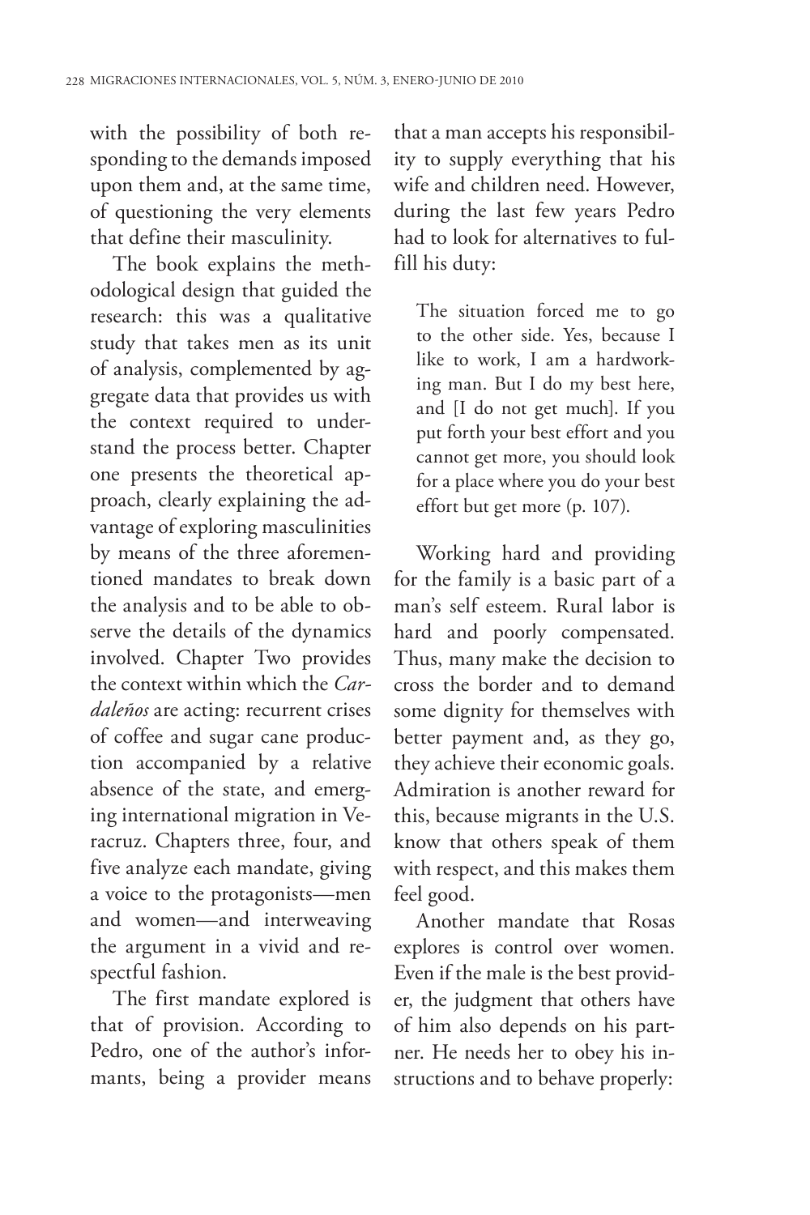with the possibility of both responding to the demands imposed upon them and, at the same time, of questioning the very elements that define their masculinity.

The book explains the methodological design that guided the research: this was a qualitative study that takes men as its unit of analysis, complemented by aggregate data that provides us with the context required to understand the process better. Chapter one presents the theoretical approach, clearly explaining the advantage of exploring masculinities by means of the three aforementioned mandates to break down the analysis and to be able to observe the details of the dynamics involved. Chapter Two provides the context within which the *Cardaleños* are acting: recurrent crises of coffee and sugar cane production accompanied by a relative absence of the state, and emerging international migration in Veracruz. Chapters three, four, and five analyze each mandate, giving a voice to the protagonists—men and women—and interweaving the argument in a vivid and respectful fashion.

The first mandate explored is that of provision. According to Pedro, one of the author's informants, being a provider means that a man accepts his responsibility to supply everything that his wife and children need. However, during the last few years Pedro had to look for alternatives to fulfill his duty:

> The situation forced me to go to the other side. Yes, because I like to work, I am a hardworking man. But I do my best here, and [I do not get much]. If you put forth your best effort and you cannot get more, you should look for a place where you do your best effort but get more (p. 107).

Working hard and providing for the family is a basic part of a man's self esteem. Rural labor is hard and poorly compensated. Thus, many make the decision to cross the border and to demand some dignity for themselves with better payment and, as they go, they achieve their economic goals. Admiration is another reward for this, because migrants in the U.S. know that others speak of them with respect, and this makes them feel good.

Another mandate that Rosas explores is control over women. Even if the male is the best provider, the judgment that others have of him also depends on his partner. He needs her to obey his instructions and to behave properly: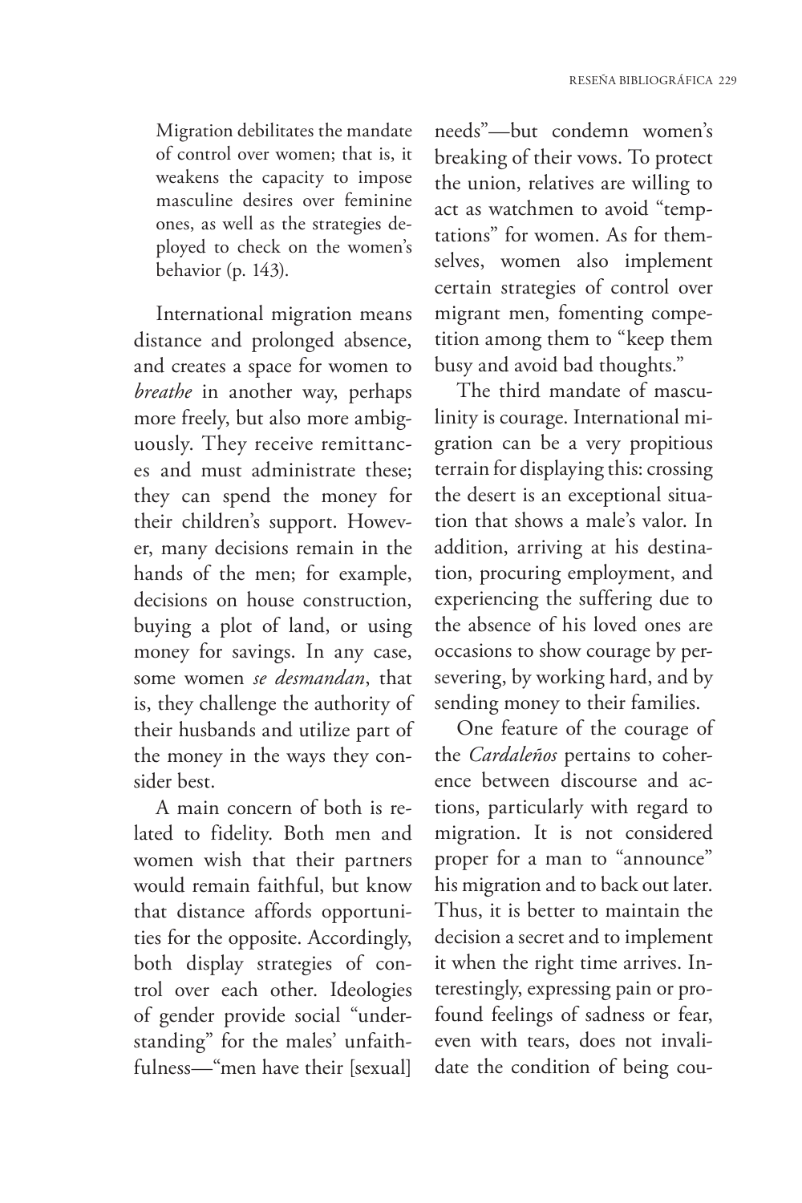> Migration debilitates the mandate of control over women; that is, it weakens the capacity to impose masculine desires over feminine ones, as well as the strategies deployed to check on the women's behavior (p. 143).

International migration means distance and prolonged absence, and creates a space for women to *breathe* in another way, perhaps more freely, but also more ambiguously. They receive remittances and must administrate these; they can spend the money for their children's support. However, many decisions remain in the hands of the men; for example, decisions on house construction, buying a plot of land, or using money for savings. In any case, some women *se desmandan*, that is, they challenge the authority of their husbands and utilize part of the money in the ways they consider best.

A main concern of both is related to fidelity. Both men and women wish that their partners would remain faithful, but know that distance affords opportunities for the opposite. Accordingly, both display strategies of control over each other. Ideologies of gender provide social "understanding" for the males' unfaithfulness—"men have their [sexual] needs"—but condemn women's breaking of their vows. To protect the union, relatives are willing to act as watchmen to avoid "temptations" for women. As for themselves, women also implement certain strategies of control over migrant men, fomenting competition among them to "keep them busy and avoid bad thoughts."

The third mandate of masculinity is courage. International migration can be a very propitious terrain for displaying this: crossing the desert is an exceptional situation that shows a male's valor. In addition, arriving at his destination, procuring employment, and experiencing the suffering due to the absence of his loved ones are occasions to show courage by persevering, by working hard, and by sending money to their families.

One feature of the courage of the *Cardaleños* pertains to coherence between discourse and actions, particularly with regard to migration. It is not considered proper for a man to "announce" his migration and to back out later. Thus, it is better to maintain the decision a secret and to implement it when the right time arrives. Interestingly, expressing pain or profound feelings of sadness or fear, even with tears, does not invalidate the condition of being cou-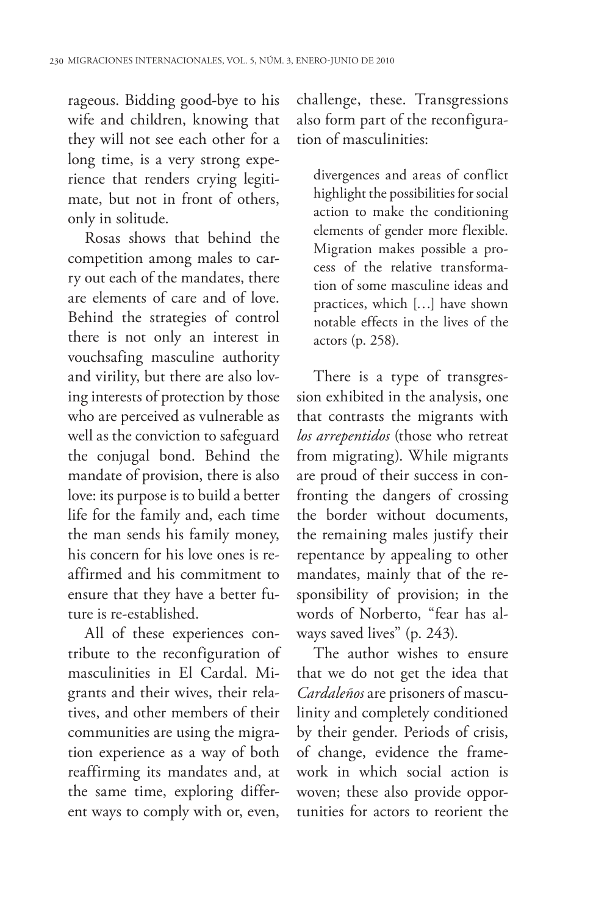rageous. Bidding good-bye to his wife and children, knowing that they will not see each other for a long time, is a very strong experience that renders crying legitimate, but not in front of others, only in solitude.

Rosas shows that behind the competition among males to carry out each of the mandates, there are elements of care and of love. Behind the strategies of control there is not only an interest in vouchsafing masculine authority and virility, but there are also loving interests of protection by those who are perceived as vulnerable as well as the conviction to safeguard the conjugal bond. Behind the mandate of provision, there is also love: its purpose is to build a better life for the family and, each time the man sends his family money, his concern for his love ones is reaffirmed and his commitment to ensure that they have a better future is re-established.

All of these experiences contribute to the reconfiguration of masculinities in El Cardal. Migrants and their wives, their relatives, and other members of their communities are using the migration experience as a way of both reaffirming its mandates and, at the same time, exploring different ways to comply with or, even, challenge, these. Transgressions also form part of the reconfiguration of masculinities:

> divergences and areas of conflict highlight the possibilities for social action to make the conditioning elements of gender more flexible. Migration makes possible a process of the relative transformation of some masculine ideas and practices, which […] have shown notable effects in the lives of the actors (p. 258).

There is a type of transgression exhibited in the analysis, one that contrasts the migrants with *los arrepentidos* (those who retreat from migrating). While migrants are proud of their success in confronting the dangers of crossing the border without documents, the remaining males justify their repentance by appealing to other mandates, mainly that of the responsibility of provision; in the words of Norberto, "fear has always saved lives" (p. 243).

The author wishes to ensure that we do not get the idea that *Cardaleños* are prisoners of masculinity and completely conditioned by their gender. Periods of crisis, of change, evidence the framework in which social action is woven; these also provide opportunities for actors to reorient the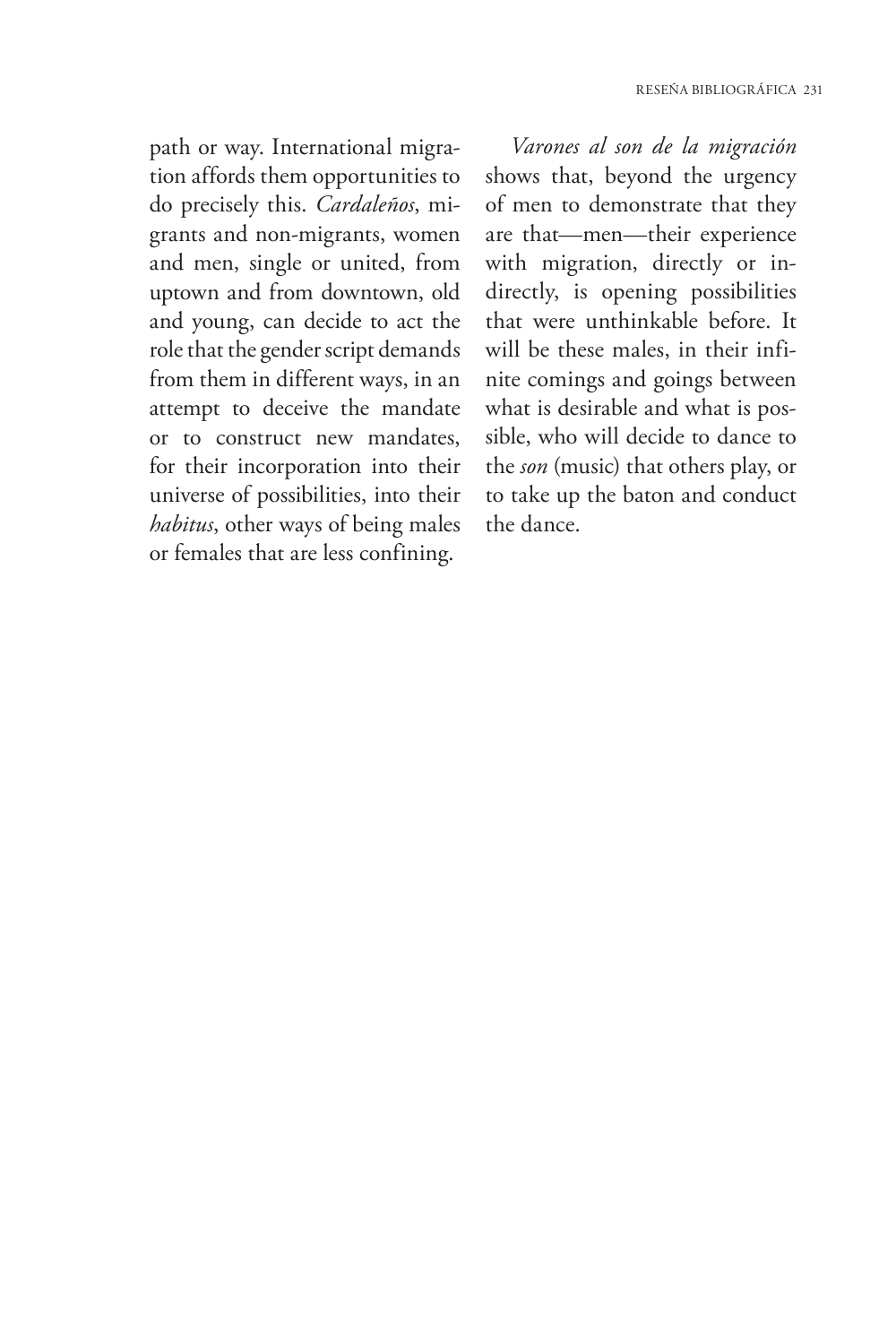path or way. International migration affords them opportunities to do precisely this. *Cardaleños*, migrants and non-migrants, women and men, single or united, from uptown and from downtown, old and young, can decide to act the role that the gender script demands from them in different ways, in an attempt to deceive the mandate or to construct new mandates, for their incorporation into their universe of possibilities, into their *habitus*, other ways of being males or females that are less confining.

*Varones al son de la migración* shows that, beyond the urgency of men to demonstrate that they are that—men—their experience with migration, directly or indirectly, is opening possibilities that were unthinkable before. It will be these males, in their infinite comings and goings between what is desirable and what is possible, who will decide to dance to the *son* (music) that others play, or to take up the baton and conduct the dance.